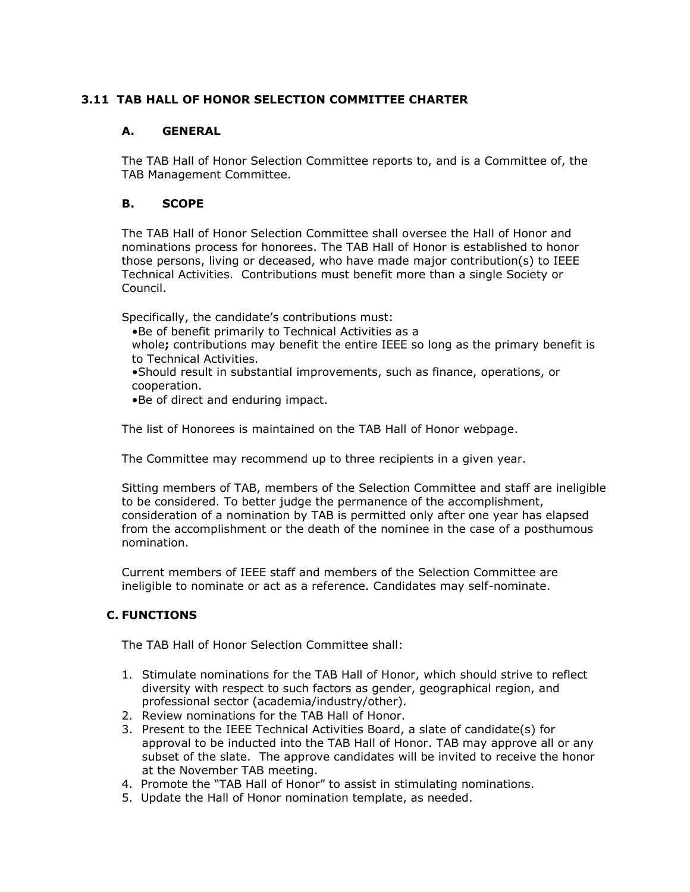## 3.11 TAB HALL OF HONOR SELECTION COMMITTEE CHARTER

### A. GENERAL

The TAB Hall of Honor Selection Committee reports to, and is a Committee of, the TAB Management Committee.

### B. SCOPE

The TAB Hall of Honor Selection Committee shall oversee the Hall of Honor and nominations process for honorees. The TAB Hall of Honor is established to honor those persons, living or deceased, who have made major contribution(s) to IEEE Technical Activities. Contributions must benefit more than a single Society or Council.

Specifically, the candidate's contributions must:

- Be of benefit primarily to Technical Activities as a whole**;** contributions may benefit the entire IEEE so long as the primary benefit is to Technical Activities.
- Should result in substantial improvements, such as finance, operations, or cooperation.
- Be of direct and enduring impact.

The list of Honorees is maintained on the TAB Hall of Honor webpage.

The Committee may recommend up to three recipients in a given year.

Sitting members of TAB, members of the Selection Committee and staff are ineligible to be considered. To better judge the permanence of the accomplishment, consideration of a nomination by TAB is permitted only after one year has elapsed from the accomplishment or the death of the nominee in the case of a posthumous nomination.

Current members of IEEE staff and members of the Selection Committee are ineligible to nominate or act as a reference. Candidates may self-nominate.

### C. FUNCTIONS

The TAB Hall of Honor Selection Committee shall:

1. Stimulate nominations for the TAB Hall of Honor, which should strive to reflect diversity with respect to such factors as gender, geographical region, and professional sector (academia/industry/other).
2. Review nominations for the TAB Hall of Honor.
3. Present to the IEEE Technical Activities Board, a slate of candidate(s) for approval to be inducted into the TAB Hall of Honor. TAB may approve all or any subset of the slate. The approve candidates will be invited to receive the honor at the November TAB meeting.
4. Promote the "TAB Hall of Honor" to assist in stimulating nominations.
5. Update the Hall of Honor nomination template, as needed.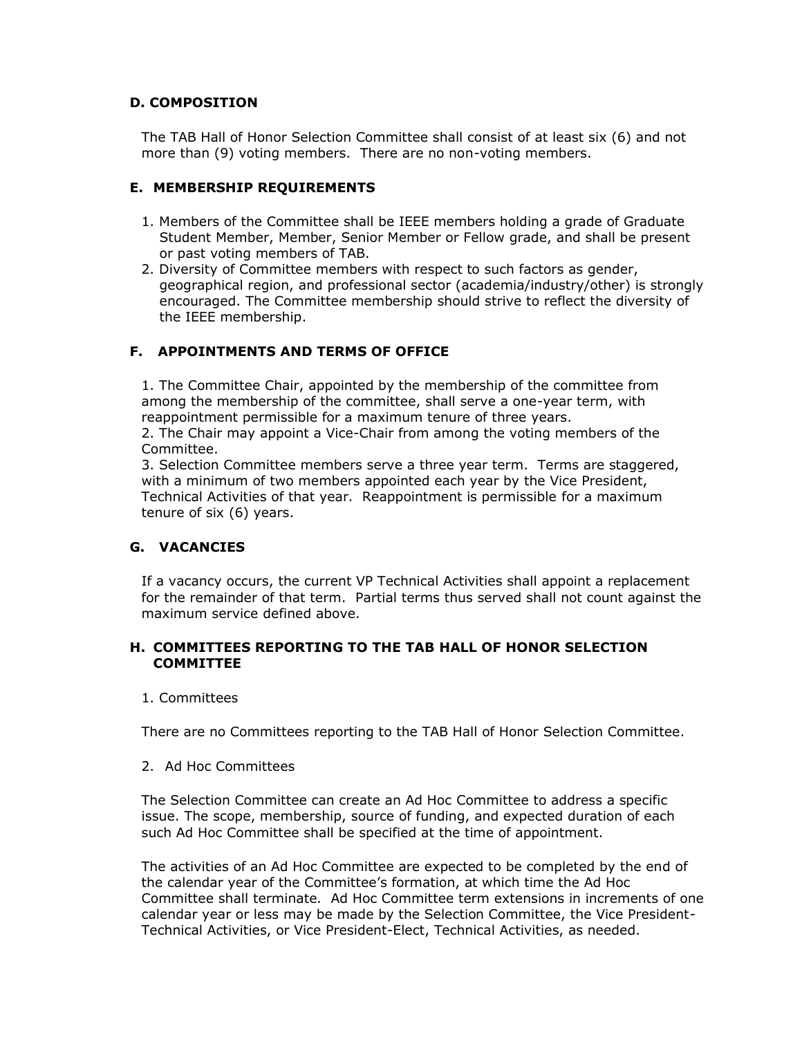## D. COMPOSITION

The TAB Hall of Honor Selection Committee shall consist of at least six (6) and not more than (9) voting members. There are no non-voting members.

## E. MEMBERSHIP REQUIREMENTS

1. Members of the Committee shall be IEEE members holding a grade of Graduate Student Member, Member, Senior Member or Fellow grade, and shall be present or past voting members of TAB.
2. Diversity of Committee members with respect to such factors as gender, geographical region, and professional sector (academia/industry/other) is strongly encouraged. The Committee membership should strive to reflect the diversity of the IEEE membership.

## F. APPOINTMENTS AND TERMS OF OFFICE

1. The Committee Chair, appointed by the membership of the committee from among the membership of the committee, shall serve a one-year term, with reappointment permissible for a maximum tenure of three years.
2. The Chair may appoint a Vice-Chair from among the voting members of the Committee.
3. Selection Committee members serve a three year term. Terms are staggered, with a minimum of two members appointed each year by the Vice President, Technical Activities of that year. Reappointment is permissible for a maximum tenure of six (6) years.

## G. VACANCIES

If a vacancy occurs, the current VP Technical Activities shall appoint a replacement for the remainder of that term. Partial terms thus served shall not count against the maximum service defined above.

## H. COMMITTEES REPORTING TO THE TAB HALL OF HONOR SELECTION COMMITTEE

1. Committees

There are no Committees reporting to the TAB Hall of Honor Selection Committee.

2. Ad Hoc Committees

The Selection Committee can create an Ad Hoc Committee to address a specific issue. The scope, membership, source of funding, and expected duration of each such Ad Hoc Committee shall be specified at the time of appointment.

The activities of an Ad Hoc Committee are expected to be completed by the end of the calendar year of the Committee's formation, at which time the Ad Hoc Committee shall terminate. Ad Hoc Committee term extensions in increments of one calendar year or less may be made by the Selection Committee, the Vice President-Technical Activities, or Vice President-Elect, Technical Activities, as needed.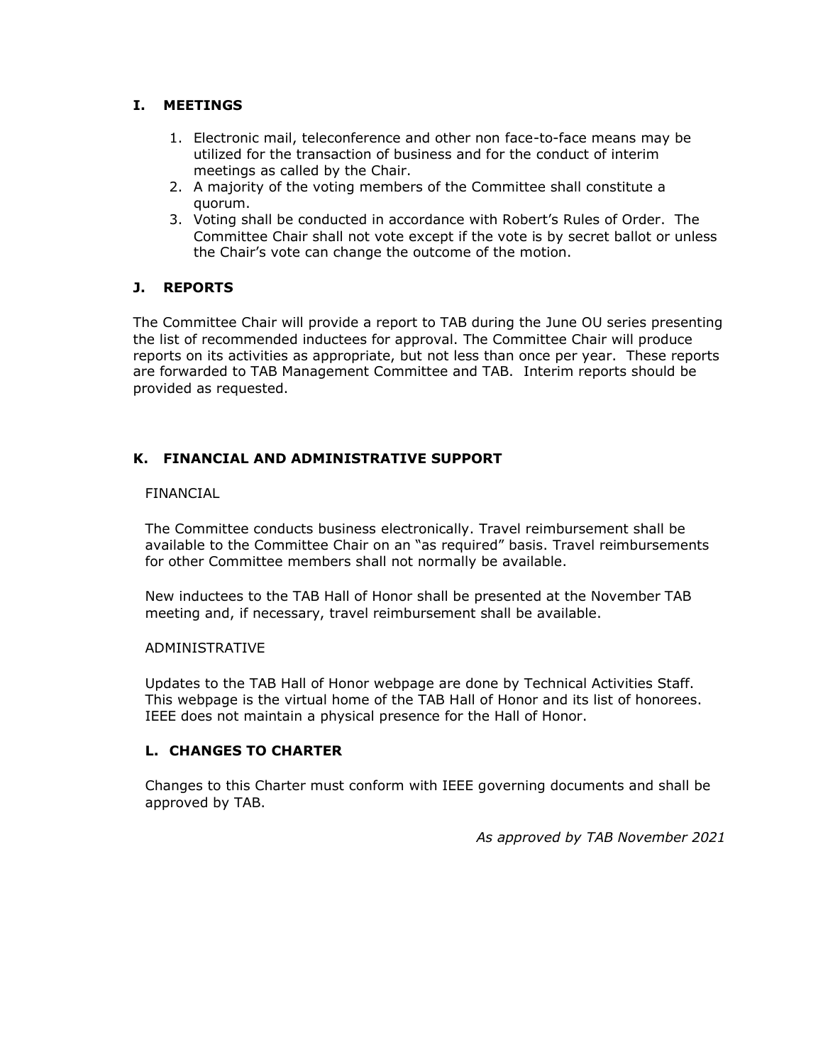## I. MEETINGS

1. Electronic mail, teleconference and other non face-to-face means may be utilized for the transaction of business and for the conduct of interim meetings as called by the Chair.
2. A majority of the voting members of the Committee shall constitute a quorum.
3. Voting shall be conducted in accordance with Robert's Rules of Order. The Committee Chair shall not vote except if the vote is by secret ballot or unless the Chair's vote can change the outcome of the motion.

## J. REPORTS

The Committee Chair will provide a report to TAB during the June OU series presenting the list of recommended inductees for approval. The Committee Chair will produce reports on its activities as appropriate, but not less than once per year. These reports are forwarded to TAB Management Committee and TAB. Interim reports should be provided as requested.

## K. FINANCIAL AND ADMINISTRATIVE SUPPORT

FINANCIAL

The Committee conducts business electronically. Travel reimbursement shall be available to the Committee Chair on an "as required" basis. Travel reimbursements for other Committee members shall not normally be available.

New inductees to the TAB Hall of Honor shall be presented at the November TAB meeting and, if necessary, travel reimbursement shall be available.

ADMINISTRATIVE

Updates to the TAB Hall of Honor webpage are done by Technical Activities Staff. This webpage is the virtual home of the TAB Hall of Honor and its list of honorees. IEEE does not maintain a physical presence for the Hall of Honor.

## L. CHANGES TO CHARTER

Changes to this Charter must conform with IEEE governing documents and shall be approved by TAB.

*As approved by TAB November 2021*